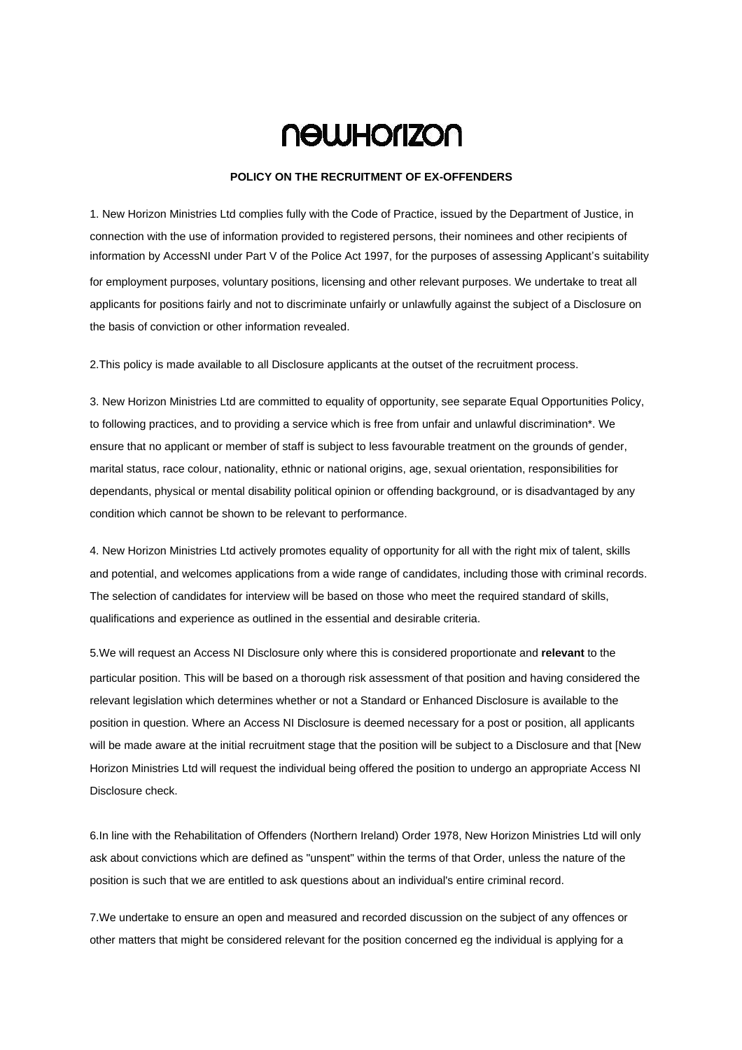# newHorizon

**POLICY ON THE RECRUITMENT OF EX-OFFENDERS**

1. New Horizon Ministries Ltd complies fully with the Code of Practice, issued by the Department of Justice, in connection with the use of information provided to registered persons, their nominees and other recipients of information by AccessNI under Part V of the Police Act 1997, for the purposes of assessing Applicant's suitability for employment purposes, voluntary positions, licensing and other relevant purposes. We undertake to treat all applicants for positions fairly and not to discriminate unfairly or unlawfully against the subject of a Disclosure on the basis of conviction or other information revealed.

2.This policy is made available to all Disclosure applicants at the outset of the recruitment process.

3. New Horizon Ministries Ltd are committed to equality of opportunity, see separate Equal Opportunities Policy, to following practices, and to providing a service which is free from unfair and unlawful discrimination*. We ensure that no applicant or member of staff is subject to less favourable treatment on the grounds of gender, marital status, race colour, nationality, ethnic or national origins, age, sexual orientation, responsibilities for dependants, physical or mental disability political opinion or offending background, or is disadvantaged by any condition which cannot be shown to be relevant to performance.

4. New Horizon Ministries Ltd actively promotes equality of opportunity for all with the right mix of talent, skills and potential, and welcomes applications from a wide range of candidates, including those with criminal records. The selection of candidates for interview will be based on those who meet the required standard of skills, qualifications and experience as outlined in the essential and desirable criteria.

5.We will request an Access NI Disclosure only where this is considered proportionate and **relevant** to the particular position. This will be based on a thorough risk assessment of that position and having considered the relevant legislation which determines whether or not a Standard or Enhanced Disclosure is available to the position in question. Where an Access NI Disclosure is deemed necessary for a post or position, all applicants will be made aware at the initial recruitment stage that the position will be subject to a Disclosure and that [New Horizon Ministries Ltd will request the individual being offered the position to undergo an appropriate Access NI Disclosure check.

6.In line with the Rehabilitation of Offenders (Northern Ireland) Order 1978, New Horizon Ministries Ltd will only ask about convictions which are defined as "unspent" within the terms of that Order, unless the nature of the position is such that we are entitled to ask questions about an individual's entire criminal record.

7.We undertake to ensure an open and measured and recorded discussion on the subject of any offences or other matters that might be considered relevant for the position concerned eg the individual is applying for a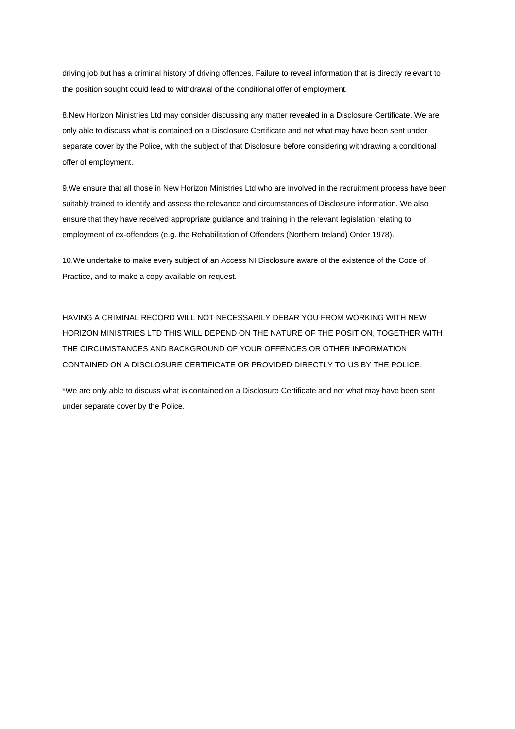driving job but has a criminal history of driving offences. Failure to reveal information that is directly relevant to the position sought could lead to withdrawal of the conditional offer of employment.

8.New Horizon Ministries Ltd may consider discussing any matter revealed in a Disclosure Certificate. We are only able to discuss what is contained on a Disclosure Certificate and not what may have been sent under separate cover by the Police, with the subject of that Disclosure before considering withdrawing a conditional offer of employment.

9.We ensure that all those in New Horizon Ministries Ltd who are involved in the recruitment process have been suitably trained to identify and assess the relevance and circumstances of Disclosure information. We also ensure that they have received appropriate guidance and training in the relevant legislation relating to employment of ex-offenders (e.g. the Rehabilitation of Offenders (Northern Ireland) Order 1978).

10.We undertake to make every subject of an Access NI Disclosure aware of the existence of the Code of Practice, and to make a copy available on request.

HAVING A CRIMINAL RECORD WILL NOT NECESSARILY DEBAR YOU FROM WORKING WITH NEW HORIZON MINISTRIES LTD THIS WILL DEPEND ON THE NATURE OF THE POSITION, TOGETHER WITH THE CIRCUMSTANCES AND BACKGROUND OF YOUR OFFENCES OR OTHER INFORMATION CONTAINED ON A DISCLOSURE CERTIFICATE OR PROVIDED DIRECTLY TO US BY THE POLICE.

*We are only able to discuss what is contained on a Disclosure Certificate and not what may have been sent under separate cover by the Police.